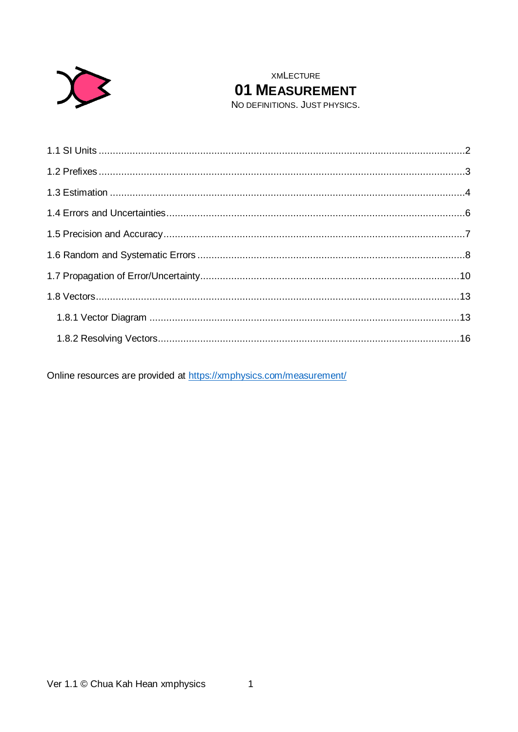XMLECTURE

# 01 MEASUREMENT

NO DEFINITIONS. JUST PHYSICS.

1.1 SI Units ................................................................ 2

1.2 Prefixes ................................................................ 3

1.3 Estimation ................................................................ 4

1.4 Errors and Uncertainties ................................................................ 6

1.5 Precision and Accuracy ................................................................ 7

1.6 Random and Systematic Errors ................................................................ 8

1.7 Propagation of Error/Uncertainty ................................................................ 10

1.8 Vectors ................................................................ 13

  1.8.1 Vector Diagram ................................................................ 13

  1.8.2 Resolving Vectors ................................................................ 16

Online resources are provided at https://xmphysics.com/measurement/

Ver 1.1 © Chua Kah Hean xmphysics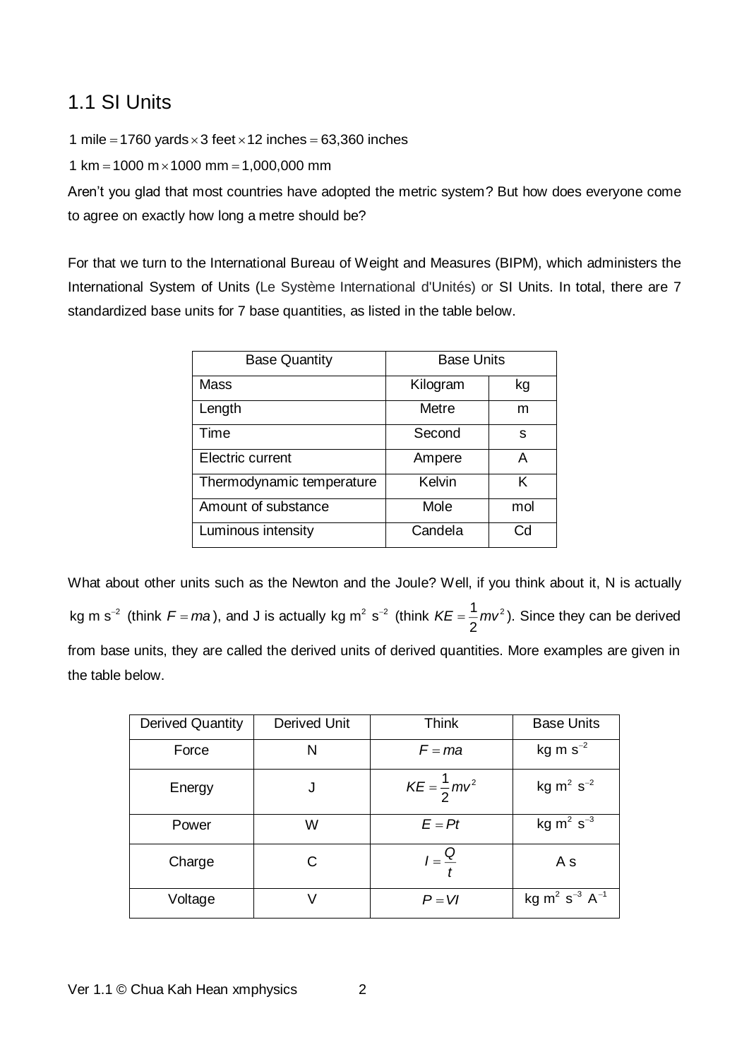## 1.1 SI Units

$1 \text{ mile} = 1760 \text{ yards} \times 3 \text{ feet} \times 12 \text{ inches} = 63{,}360 \text{ inches}$

$1 \text{ km} = 1000 \text{ m} \times 1000 \text{ mm} = 1{,}000{,}000 \text{ mm}$

Aren't you glad that most countries have adopted the metric system? But how does everyone come to agree on exactly how long a metre should be?

For that we turn to the International Bureau of Weight and Measures (BIPM), which administers the International System of Units (Le Système International d'Unités) or SI Units. In total, there are 7 standardized base units for 7 base quantities, as listed in the table below.

| Base Quantity | Base Units | |
|---|---|---|
| Mass | Kilogram | kg |
| Length | Metre | m |
| Time | Second | s |
| Electric current | Ampere | A |
| Thermodynamic temperature | Kelvin | K |
| Amount of substance | Mole | mol |
| Luminous intensity | Candela | Cd |

What about other units such as the Newton and the Joule? Well, if you think about it, N is actually $\text{kg m s}^{-2}$ (think $F = ma$), and J is actually $\text{kg m}^2 \text{ s}^{-2}$ (think $KE = \frac{1}{2}mv^2$). Since they can be derived from base units, they are called the derived units of derived quantities. More examples are given in the table below.

| Derived Quantity | Derived Unit | Think | Base Units |
|---|---|---|---|
| Force | N | $F = ma$ | $\text{kg m s}^{-2}$ |
| Energy | J | $KE = \frac{1}{2}mv^2$ | $\text{kg m}^2 \text{ s}^{-2}$ |
| Power | W | $E = Pt$ | $\text{kg m}^2 \text{ s}^{-3}$ |
| Charge | C | $I = \frac{Q}{t}$ | A s |
| Voltage | V | $P = VI$ | $\text{kg m}^2 \text{ s}^{-3} \text{ A}^{-1}$ |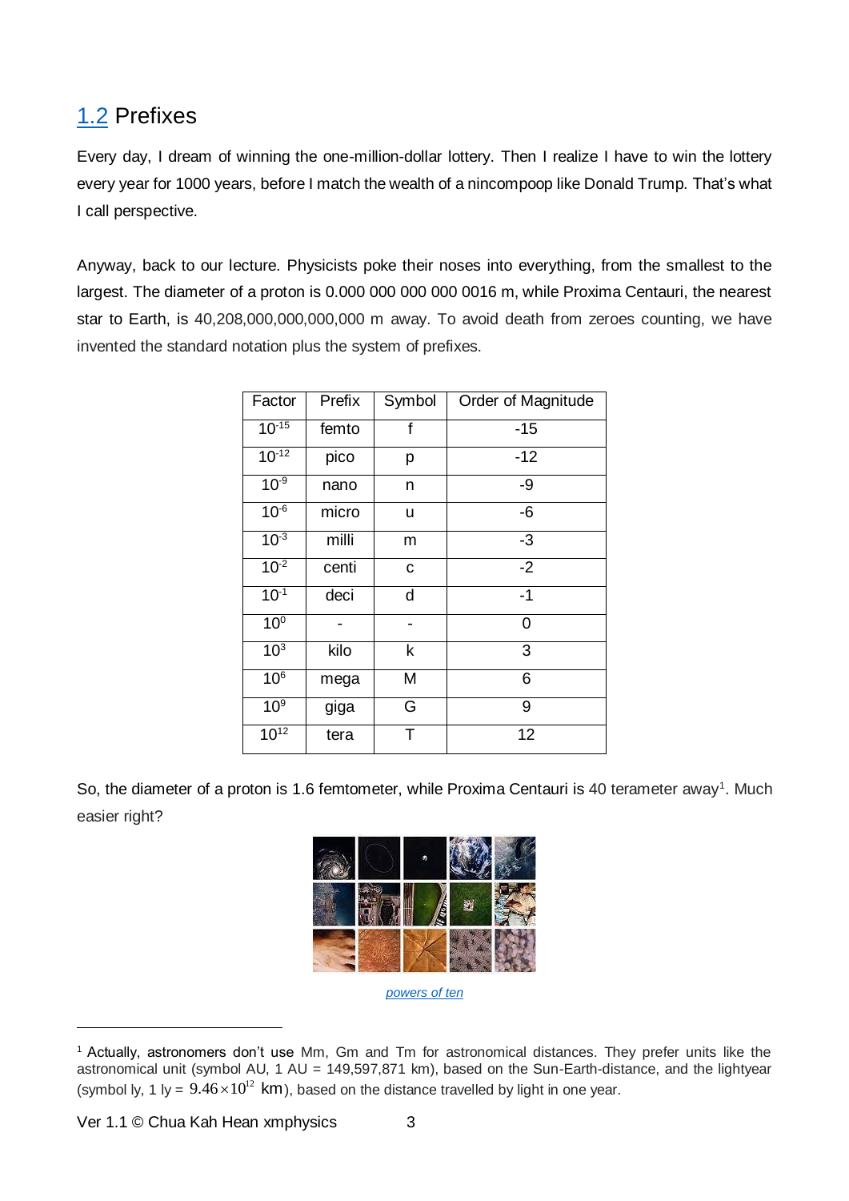## 1.2 Prefixes

Every day, I dream of winning the one-million-dollar lottery. Then I realize I have to win the lottery every year for 1000 years, before I match the wealth of a nincompoop like Donald Trump. That's what I call perspective.

Anyway, back to our lecture. Physicists poke their noses into everything, from the smallest to the largest. The diameter of a proton is 0.000 000 000 000 0016 m, while Proxima Centauri, the nearest star to Earth, is 40,208,000,000,000,000 m away. To avoid death from zeroes counting, we have invented the standard notation plus the system of prefixes.

| Factor | Prefix | Symbol | Order of Magnitude |
|---|---|---|---|
| $10^{-15}$ | femto | f | -15 |
| $10^{-12}$ | pico | p | -12 |
| $10^{-9}$ | nano | n | -9 |
| $10^{-6}$ | micro | u | -6 |
| $10^{-3}$ | milli | m | -3 |
| $10^{-2}$ | centi | c | -2 |
| $10^{-1}$ | deci | d | -1 |
| $10^{0}$ | - | - | 0 |
| $10^{3}$ | kilo | k | 3 |
| $10^{6}$ | mega | M | 6 |
| $10^{9}$ | giga | G | 9 |
| $10^{12}$ | tera | T | 12 |

So, the diameter of a proton is 1.6 femtometer, while Proxima Centauri is 40 terameter away[1]. Much easier right?

*powers of ten*

[1] Actually, astronomers don't use Mm, Gm and Tm for astronomical distances. They prefer units like the astronomical unit (symbol AU, 1 AU = 149,597,871 km), based on the Sun-Earth-distance, and the lightyear (symbol ly, 1 ly = $9.46 \times 10^{12}$ km), based on the distance travelled by light in one year.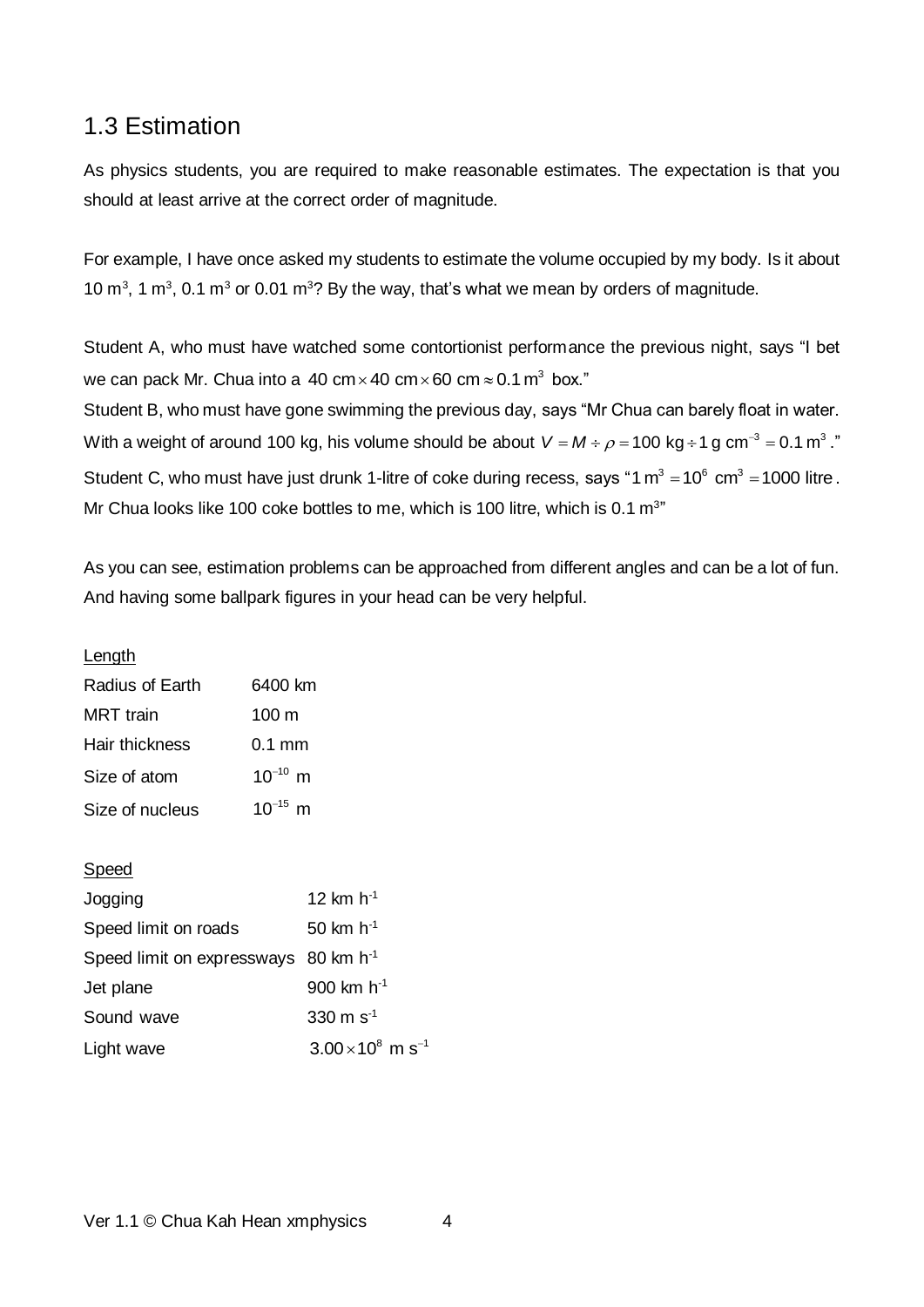## 1.3 Estimation

As physics students, you are required to make reasonable estimates. The expectation is that you should at least arrive at the correct order of magnitude.

For example, I have once asked my students to estimate the volume occupied by my body. Is it about 10 $m^3$, 1 $m^3$, 0.1 $m^3$ or 0.01 $m^3$? By the way, that's what we mean by orders of magnitude.

Student A, who must have watched some contortionist performance the previous night, says "I bet we can pack Mr. Chua into a $40 \text{ cm} \times 40 \text{ cm} \times 60 \text{ cm} \approx 0.1 \text{ m}^3$ box."

Student B, who must have gone swimming the previous day, says "Mr Chua can barely float in water. With a weight of around 100 kg, his volume should be about $V = M \div \rho = 100 \text{ kg} \div 1 \text{ g cm}^{-3} = 0.1 \text{ m}^3$."

Student C, who must have just drunk 1-litre of coke during recess, says "$1 \text{ m}^3 = 10^6 \text{ cm}^3 = 1000 \text{ litre}$. Mr Chua looks like 100 coke bottles to me, which is 100 litre, which is 0.1 $m^3$"

As you can see, estimation problems can be approached from different angles and can be a lot of fun. And having some ballpark figures in your head can be very helpful.

<u>Length</u>

| | |
|---|---|
| Radius of Earth | 6400 km |
| MRT train | 100 m |
| Hair thickness | 0.1 mm |
| Size of atom | $10^{-10}$ m |
| Size of nucleus | $10^{-15}$ m |

<u>Speed</u>

| | |
|---|---|
| Jogging | 12 km $h^{-1}$ |
| Speed limit on roads | 50 km $h^{-1}$ |
| Speed limit on expressways | 80 km $h^{-1}$ |
| Jet plane | 900 km $h^{-1}$ |
| Sound wave | 330 m $s^{-1}$ |
| Light wave | $3.00 \times 10^8$ m $s^{-1}$ |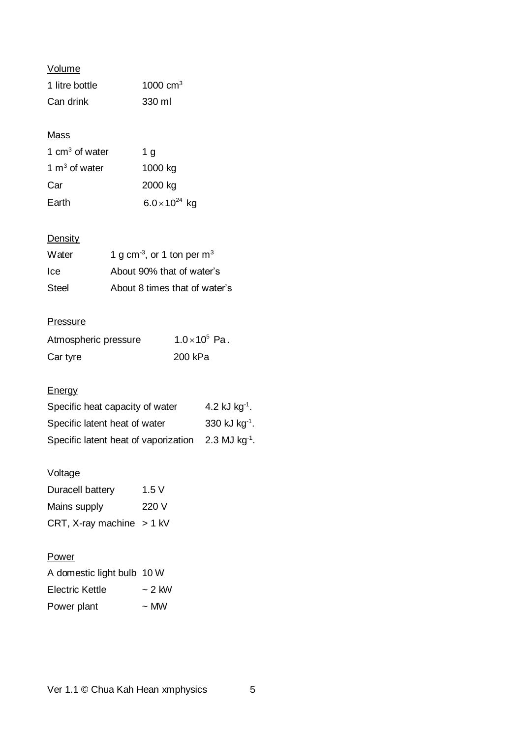Volume

| | |
|---|---|
| 1 litre bottle | 1000 $cm^3$ |
| Can drink | 330 ml |

Mass

| | |
|---|---|
| 1 $cm^3$ of water | 1 g |
| 1 $m^3$ of water | 1000 kg |
| Car | 2000 kg |
| Earth | $6.0 \times 10^{24}$ kg |

Density

| | |
|---|---|
| Water | 1 g $cm^{-3}$, or 1 ton per $m^3$ |
| Ice | About 90% that of water's |
| Steel | About 8 times that of water's |

Pressure

| | |
|---|---|
| Atmospheric pressure | $1.0 \times 10^5$ Pa. |
| Car tyre | 200 kPa |

Energy

| | |
|---|---|
| Specific heat capacity of water | 4.2 kJ $kg^{-1}$. |
| Specific latent heat of water | 330 kJ $kg^{-1}$. |
| Specific latent heat of vaporization | 2.3 MJ $kg^{-1}$. |

Voltage

| | |
|---|---|
| Duracell battery | 1.5 V |
| Mains supply | 220 V |
| CRT, X-ray machine | > 1 kV |

Power

| | |
|---|---|
| A domestic light bulb | 10 W |
| Electric Kettle | ~ 2 kW |
| Power plant | ~ MW |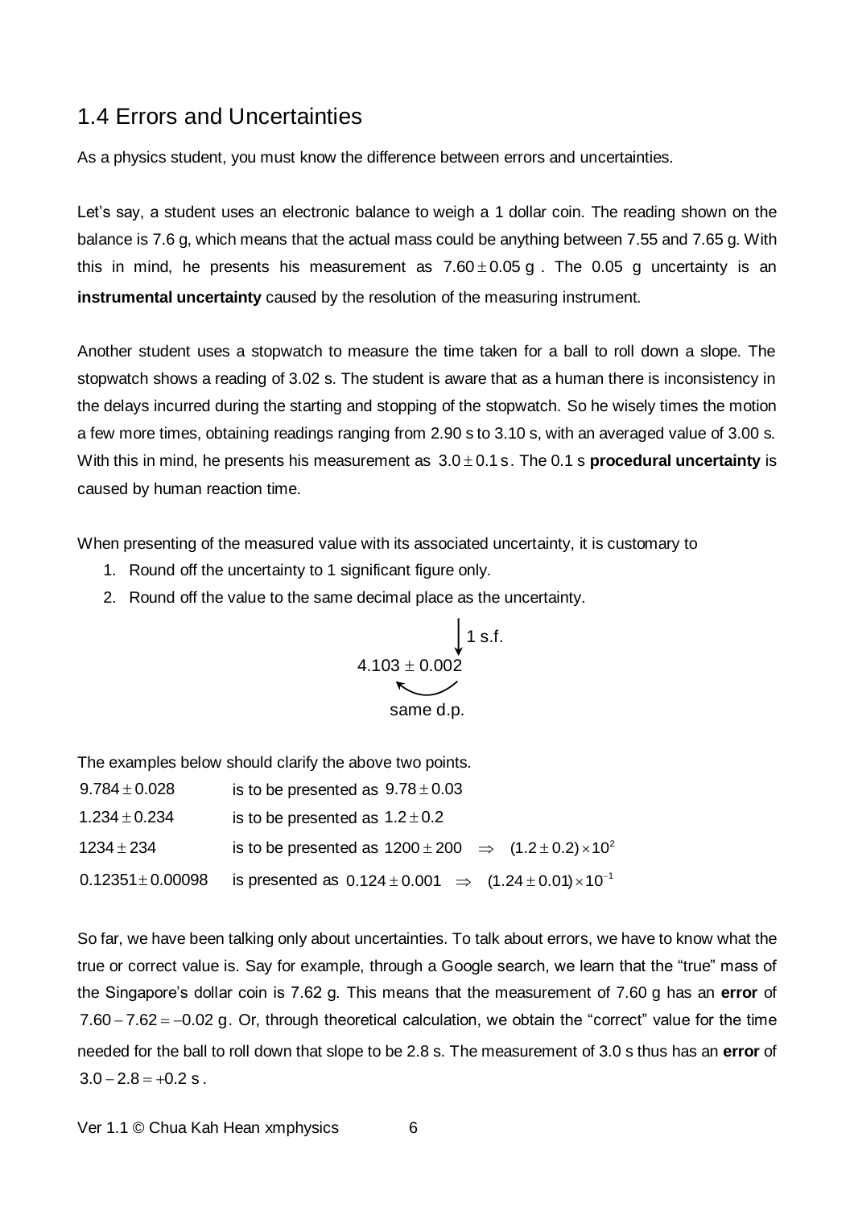## 1.4 Errors and Uncertainties

As a physics student, you must know the difference between errors and uncertainties.

Let's say, a student uses an electronic balance to weigh a 1 dollar coin. The reading shown on the balance is 7.6 g, which means that the actual mass could be anything between 7.55 and 7.65 g. With this in mind, he presents his measurement as $7.60 \pm 0.05$ g. The 0.05 g uncertainty is an **instrumental uncertainty** caused by the resolution of the measuring instrument.

Another student uses a stopwatch to measure the time taken for a ball to roll down a slope. The stopwatch shows a reading of 3.02 s. The student is aware that as a human there is inconsistency in the delays incurred during the starting and stopping of the stopwatch. So he wisely times the motion a few more times, obtaining readings ranging from 2.90 s to 3.10 s, with an averaged value of 3.00 s. With this in mind, he presents his measurement as $3.0 \pm 0.1$ s. The 0.1 s **procedural uncertainty** is caused by human reaction time.

When presenting of the measured value with its associated uncertainty, it is customary to

1. Round off the uncertainty to 1 significant figure only.
2. Round off the value to the same decimal place as the uncertainty.

$$4.103 \pm 0.002$$

(1 s.f. — the uncertainty; same d.p. — the value)

The examples below should clarify the above two points.

| | |
|---|---|
| $9.784 \pm 0.028$ | is to be presented as $9.78 \pm 0.03$ |
| $1.234 \pm 0.234$ | is to be presented as $1.2 \pm 0.2$ |
| $1234 \pm 234$ | is to be presented as $1200 \pm 200 \Rightarrow (1.2 \pm 0.2) \times 10^2$ |
| $0.12351 \pm 0.00098$ | is presented as $0.124 \pm 0.001 \Rightarrow (1.24 \pm 0.01) \times 10^{-1}$ |

So far, we have been talking only about uncertainties. To talk about errors, we have to know what the true or correct value is. Say for example, through a Google search, we learn that the "true" mass of the Singapore's dollar coin is 7.62 g. This means that the measurement of 7.60 g has an **error** of $7.60 - 7.62 = -0.02$ g. Or, through theoretical calculation, we obtain the "correct" value for the time needed for the ball to roll down that slope to be 2.8 s. The measurement of 3.0 s thus has an **error** of $3.0 - 2.8 = +0.2$ s.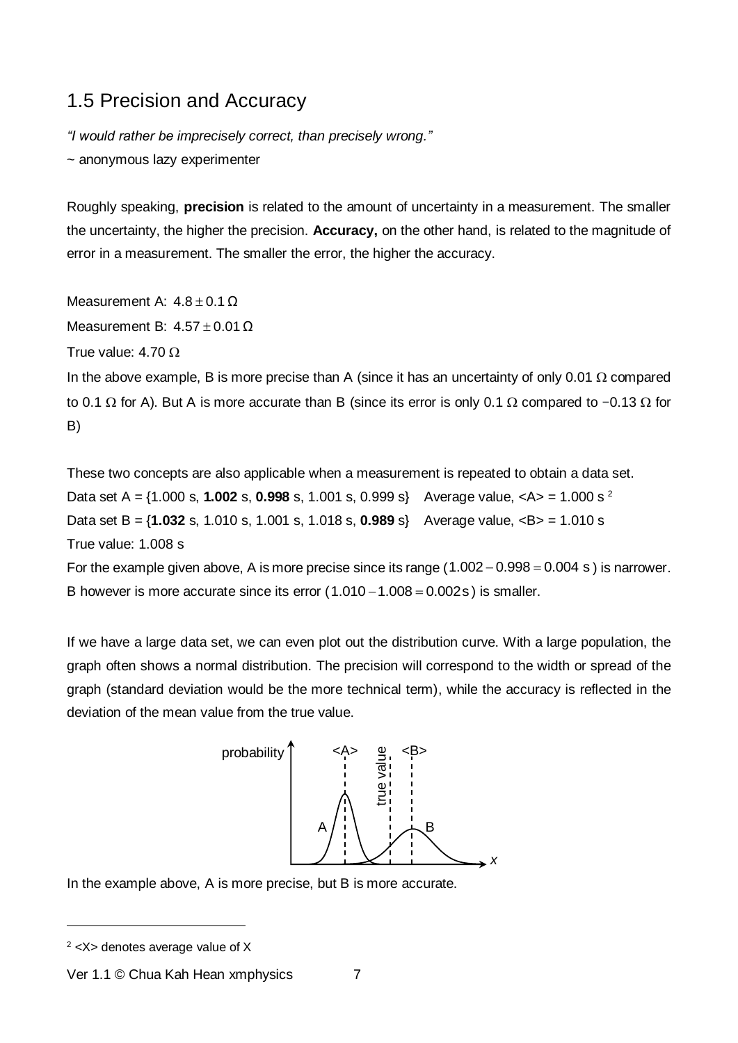## 1.5 Precision and Accuracy

*"I would rather be imprecisely correct, than precisely wrong."*

~ anonymous lazy experimenter

Roughly speaking, **precision** is related to the amount of uncertainty in a measurement. The smaller the uncertainty, the higher the precision. **Accuracy,** on the other hand, is related to the magnitude of error in a measurement. The smaller the error, the higher the accuracy.

Measurement A: $4.8 \pm 0.1\,\Omega$

Measurement B: $4.57 \pm 0.01\,\Omega$

True value: 4.70 Ω

In the above example, B is more precise than A (since it has an uncertainty of only 0.01 Ω compared to 0.1 Ω for A). But A is more accurate than B (since its error is only 0.1 Ω compared to −0.13 Ω for B)

These two concepts are also applicable when a measurement is repeated to obtain a data set.

Data set A = {1.000 s, **1.002** s, **0.998** s, 1.001 s, 0.999 s}    Average value, <A> = 1.000 s [2]

Data set B = {**1.032** s, 1.010 s, 1.001 s, 1.018 s, **0.989** s}    Average value, <B> = 1.010 s

True value: 1.008 s

For the example given above, A is more precise since its range ($1.002 - 0.998 = 0.004$ s) is narrower. B however is more accurate since its error ($1.010 - 1.008 = 0.002$ s) is smaller.

If we have a large data set, we can even plot out the distribution curve. With a large population, the graph often shows a normal distribution. The precision will correspond to the width or spread of the graph (standard deviation would be the more technical term), while the accuracy is reflected in the deviation of the mean value from the true value.

In the example above, A is more precise, but B is more accurate.

[2] <X> denotes average value of X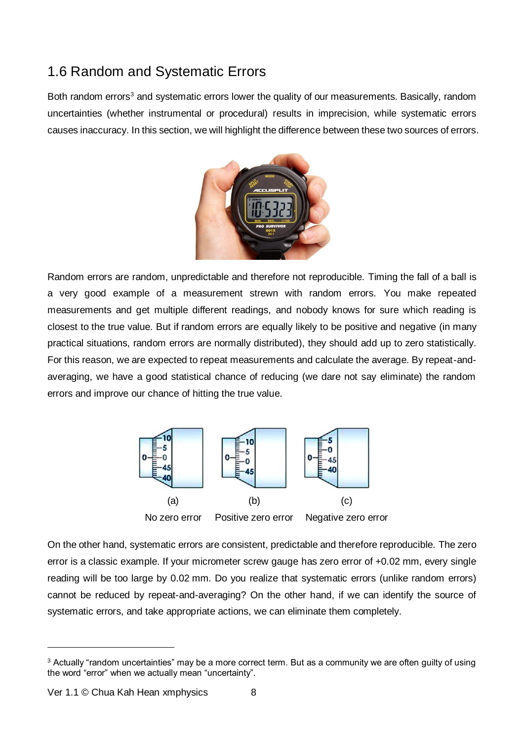## 1.6 Random and Systematic Errors

Both random errors[3] and systematic errors lower the quality of our measurements. Basically, random uncertainties (whether instrumental or procedural) results in imprecision, while systematic errors causes inaccuracy. In this section, we will highlight the difference between these two sources of errors.

Random errors are random, unpredictable and therefore not reproducible. Timing the fall of a ball is a very good example of a measurement strewn with random errors. You make repeated measurements and get multiple different readings, and nobody knows for sure which reading is closest to the true value. But if random errors are equally likely to be positive and negative (in many practical situations, random errors are normally distributed), they should add up to zero statistically. For this reason, we are expected to repeat measurements and calculate the average. By repeat-and-averaging, we have a good statistical chance of reducing (we dare not say eliminate) the random errors and improve our chance of hitting the true value.

(a) No zero error (b) Positive zero error (c) Negative zero error

On the other hand, systematic errors are consistent, predictable and therefore reproducible. The zero error is a classic example. If your micrometer screw gauge has zero error of +0.02 mm, every single reading will be too large by 0.02 mm. Do you realize that systematic errors (unlike random errors) cannot be reduced by repeat-and-averaging? On the other hand, if we can identify the source of systematic errors, and take appropriate actions, we can eliminate them completely.

---

[3] Actually "random uncertainties" may be a more correct term. But as a community we are often guilty of using the word "error" when we actually mean "uncertainty".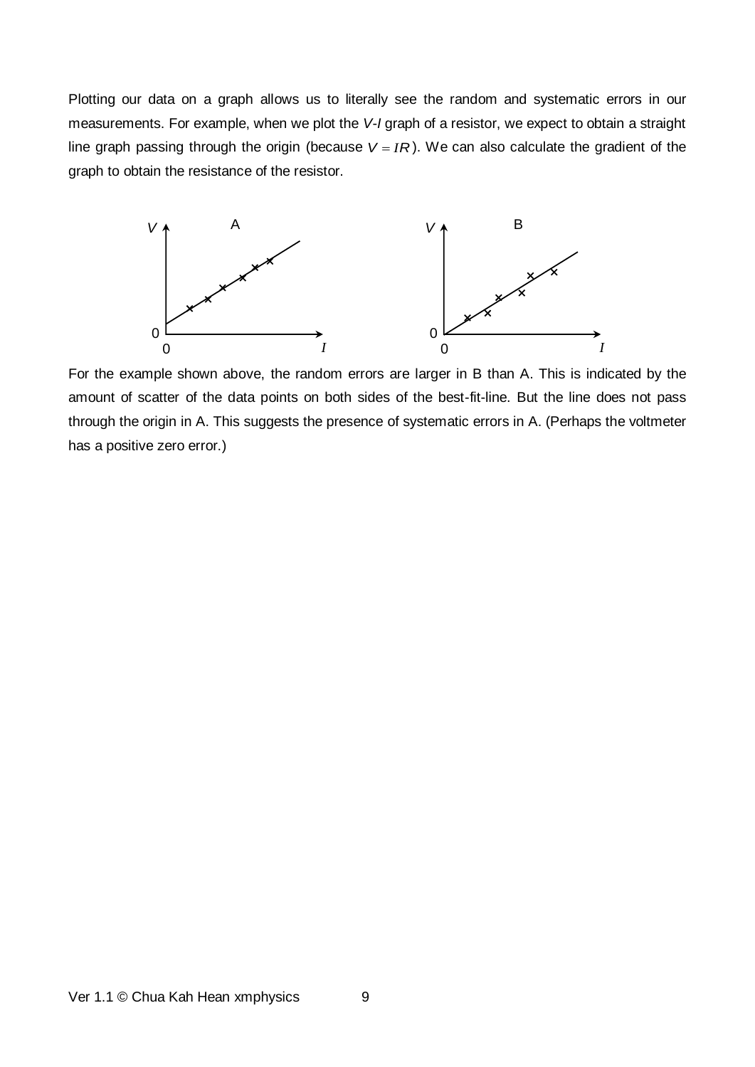Plotting our data on a graph allows us to literally see the random and systematic errors in our measurements. For example, when we plot the *V*-*I* graph of a resistor, we expect to obtain a straight line graph passing through the origin (because $V = IR$). We can also calculate the gradient of the graph to obtain the resistance of the resistor.

For the example shown above, the random errors are larger in B than A. This is indicated by the amount of scatter of the data points on both sides of the best-fit-line. But the line does not pass through the origin in A. This suggests the presence of systematic errors in A. (Perhaps the voltmeter has a positive zero error.)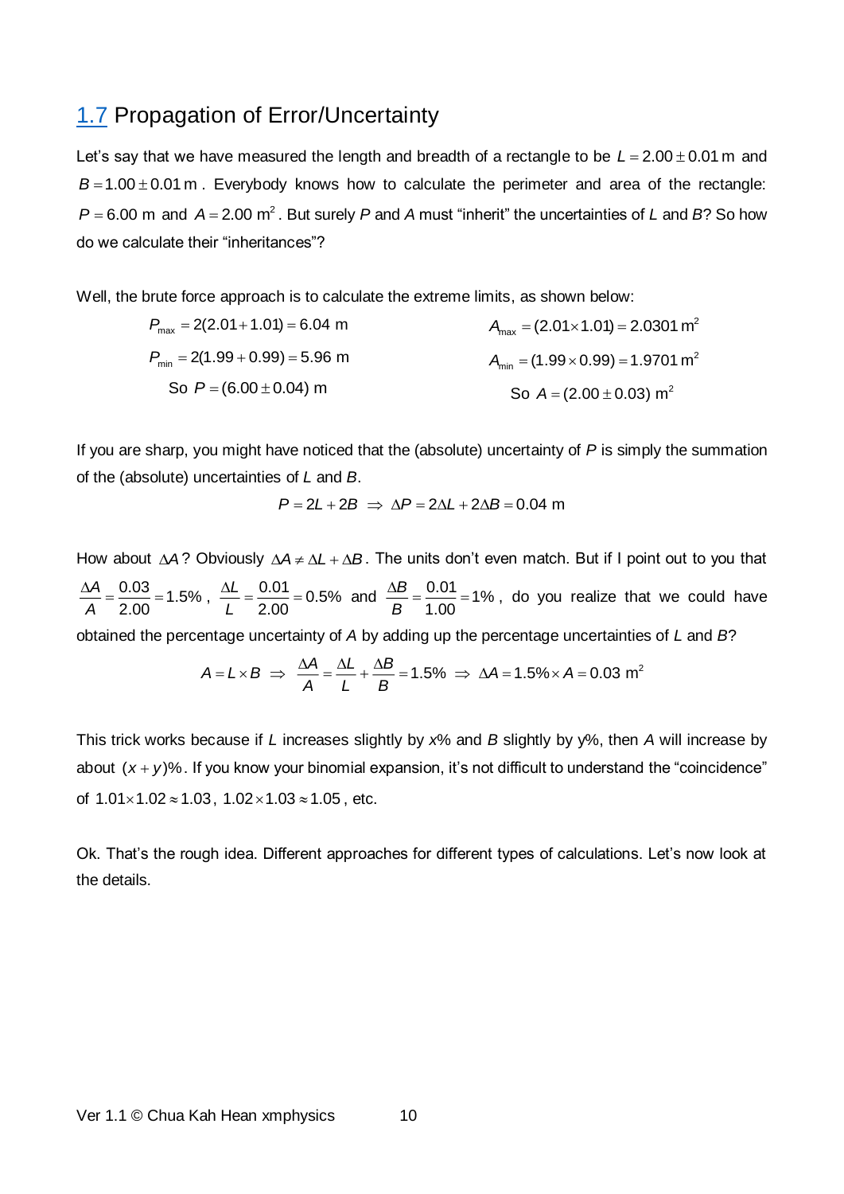## 1.7 Propagation of Error/Uncertainty

Let's say that we have measured the length and breadth of a rectangle to be $L = 2.00 \pm 0.01$ m and $B = 1.00 \pm 0.01$ m. Everybody knows how to calculate the perimeter and area of the rectangle: $P = 6.00$ m and $A = 2.00$ m$^2$. But surely *P* and *A* must "inherit" the uncertainties of *L* and *B*? So how do we calculate their "inheritances"?

Well, the brute force approach is to calculate the extreme limits, as shown below:

$$P_{\max} = 2(2.01 + 1.01) = 6.04 \text{ m} \qquad A_{\max} = (2.01 \times 1.01) = 2.0301 \text{ m}^2$$

$$P_{\min} = 2(1.99 + 0.99) = 5.96 \text{ m} \qquad A_{\min} = (1.99 \times 0.99) = 1.9701 \text{ m}^2$$

$$\text{So } P = (6.00 \pm 0.04) \text{ m} \qquad \text{So } A = (2.00 \pm 0.03) \text{ m}^2$$

If you are sharp, you might have noticed that the (absolute) uncertainty of *P* is simply the summation of the (absolute) uncertainties of *L* and *B*.

$$P = 2L + 2B \;\Rightarrow\; \Delta P = 2\Delta L + 2\Delta B = 0.04 \text{ m}$$

How about $\Delta A$? Obviously $\Delta A \neq \Delta L + \Delta B$. The units don't even match. But if I point out to you that $\frac{\Delta A}{A} = \frac{0.03}{2.00} = 1.5\%$, $\frac{\Delta L}{L} = \frac{0.01}{2.00} = 0.5\%$ and $\frac{\Delta B}{B} = \frac{0.01}{1.00} = 1\%$, do you realize that we could have obtained the percentage uncertainty of *A* by adding up the percentage uncertainties of *L* and *B*?

$$A = L \times B \;\Rightarrow\; \frac{\Delta A}{A} = \frac{\Delta L}{L} + \frac{\Delta B}{B} = 1.5\% \;\Rightarrow\; \Delta A = 1.5\% \times A = 0.03 \text{ m}^2$$

This trick works because if *L* increases slightly by *x*% and *B* slightly by y%, then *A* will increase by about $(x + y)\%$. If you know your binomial expansion, it's not difficult to understand the "coincidence" of $1.01 \times 1.02 \approx 1.03$, $1.02 \times 1.03 \approx 1.05$, etc.

Ok. That's the rough idea. Different approaches for different types of calculations. Let's now look at the details.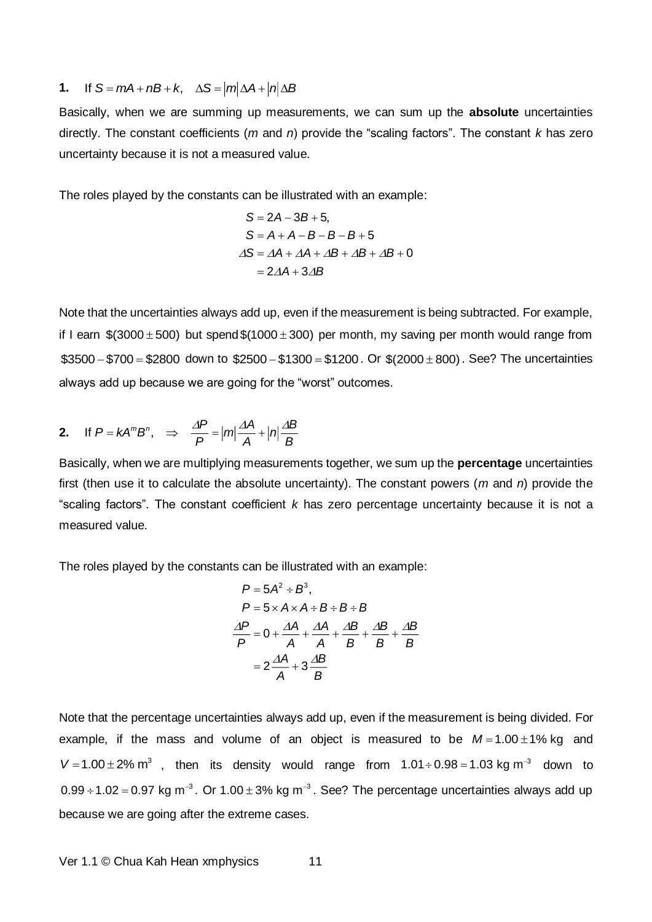**1.** If $S = mA + nB + k, \quad \Delta S = |m|\Delta A + |n|\Delta B$

Basically, when we are summing up measurements, we can sum up the **absolute** uncertainties directly. The constant coefficients ($m$ and $n$) provide the "scaling factors". The constant $k$ has zero uncertainty because it is not a measured value.

The roles played by the constants can be illustrated with an example:

$$\begin{aligned} S &= 2A - 3B + 5, \\ S &= A + A - B - B - B + 5 \\ \Delta S &= \Delta A + \Delta A + \Delta B + \Delta B + \Delta B + 0 \\ &= 2\Delta A + 3\Delta B \end{aligned}$$

Note that the uncertainties always add up, even if the measurement is being subtracted. For example, if I earn $\$(3000 \pm 500)$ but spend $\$(1000 \pm 300)$ per month, my saving per month would range from $\$3500 - \$700 = \$2800$ down to $\$2500 - \$1300 = \$1200$. Or $\$(2000 \pm 800)$. See? The uncertainties always add up because we are going for the "worst" outcomes.

**2.** If $P = kA^m B^n, \quad \Rightarrow \quad \dfrac{\Delta P}{P} = |m|\dfrac{\Delta A}{A} + |n|\dfrac{\Delta B}{B}$

Basically, when we are multiplying measurements together, we sum up the **percentage** uncertainties first (then use it to calculate the absolute uncertainty). The constant powers ($m$ and $n$) provide the "scaling factors". The constant coefficient $k$ has zero percentage uncertainty because it is not a measured value.

The roles played by the constants can be illustrated with an example:

$$\begin{aligned} P &= 5A^2 \div B^3, \\ P &= 5 \times A \times A \div B \div B \div B \\ \frac{\Delta P}{P} &= 0 + \frac{\Delta A}{A} + \frac{\Delta A}{A} + \frac{\Delta B}{B} + \frac{\Delta B}{B} + \frac{\Delta B}{B} \\ &= 2\frac{\Delta A}{A} + 3\frac{\Delta B}{B} \end{aligned}$$

Note that the percentage uncertainties always add up, even if the measurement is being divided. For example, if the mass and volume of an object is measured to be $M = 1.00 \pm 1\%$ kg and $V = 1.00 \pm 2\%$ m$^3$, then its density would range from $1.01 \div 0.98 = 1.03$ kg m$^{-3}$ down to $0.99 \div 1.02 = 0.97$ kg m$^{-3}$. Or $1.00 \pm 3\%$ kg m$^{-3}$. See? The percentage uncertainties always add up because we are going after the extreme cases.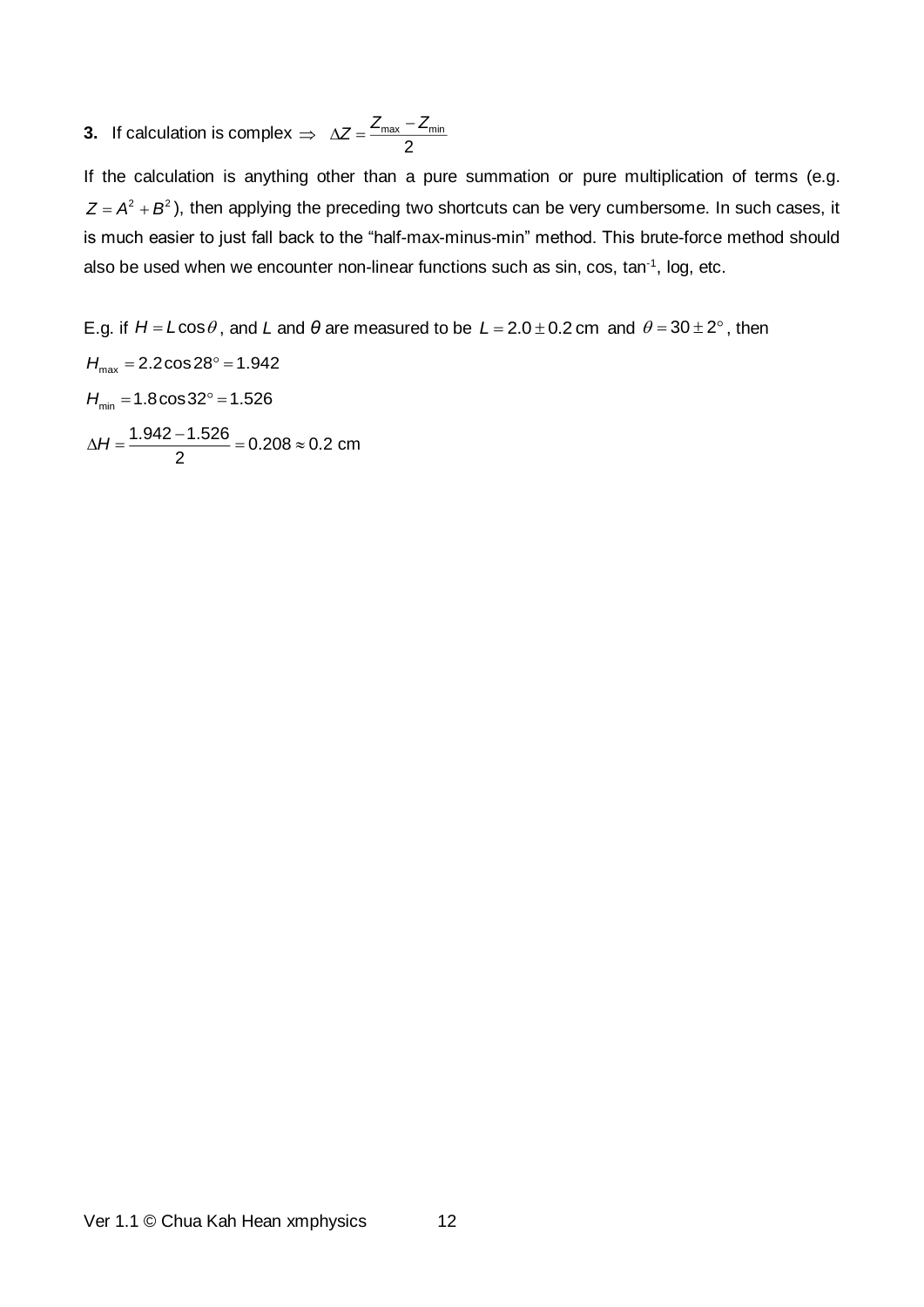**3.** If calculation is complex $\Rightarrow$ $\Delta Z = \dfrac{Z_{\max} - Z_{\min}}{2}$

If the calculation is anything other than a pure summation or pure multiplication of terms (e.g. $Z = A^2 + B^2$), then applying the preceding two shortcuts can be very cumbersome. In such cases, it is much easier to just fall back to the "half-max-minus-min" method. This brute-force method should also be used when we encounter non-linear functions such as sin, cos, tan$^{-1}$, log, etc.

E.g. if $H = L\cos\theta$, and $L$ and $\theta$ are measured to be $L = 2.0 \pm 0.2$ cm and $\theta = 30 \pm 2^\circ$, then

$$H_{\max} = 2.2\cos 28^\circ = 1.942$$

$$H_{\min} = 1.8\cos 32^\circ = 1.526$$

$$\Delta H = \frac{1.942 - 1.526}{2} = 0.208 \approx 0.2 \text{ cm}$$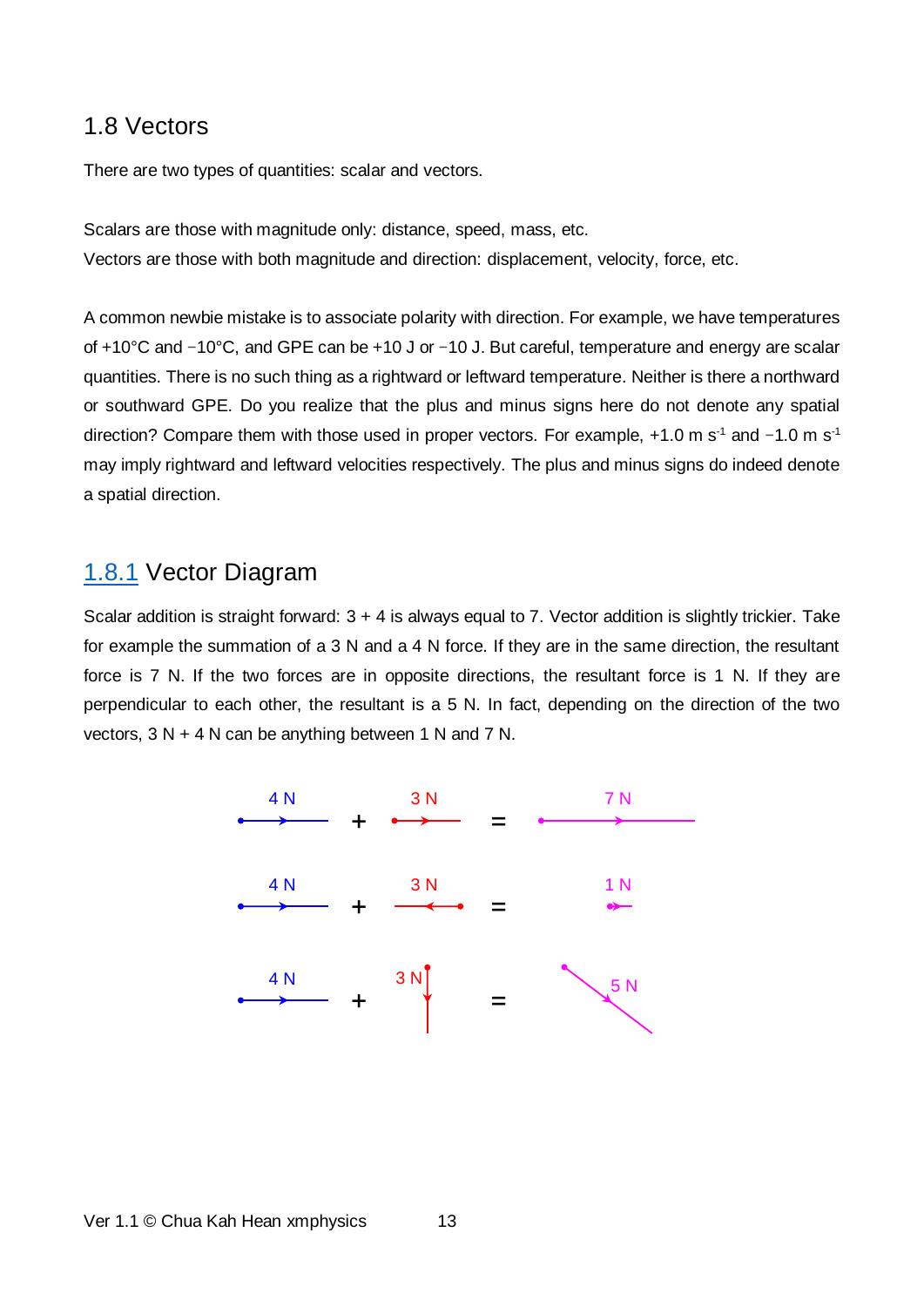## 1.8 Vectors

There are two types of quantities: scalar and vectors.

Scalars are those with magnitude only: distance, speed, mass, etc.
Vectors are those with both magnitude and direction: displacement, velocity, force, etc.

A common newbie mistake is to associate polarity with direction. For example, we have temperatures of +10°C and −10°C, and GPE can be +10 J or −10 J. But careful, temperature and energy are scalar quantities. There is no such thing as a rightward or leftward temperature. Neither is there a northward or southward GPE. Do you realize that the plus and minus signs here do not denote any spatial direction? Compare them with those used in proper vectors. For example, +1.0 m $s^{-1}$ and −1.0 m $s^{-1}$ may imply rightward and leftward velocities respectively. The plus and minus signs do indeed denote a spatial direction.

### 1.8.1 Vector Diagram

Scalar addition is straight forward: 3 + 4 is always equal to 7. Vector addition is slightly trickier. Take for example the summation of a 3 N and a 4 N force. If they are in the same direction, the resultant force is 7 N. If the two forces are in opposite directions, the resultant force is 1 N. If they are perpendicular to each other, the resultant is a 5 N. In fact, depending on the direction of the two vectors, 3 N + 4 N can be anything between 1 N and 7 N.

4 N + 3 N = 7 N

4 N + 3 N = 1 N

4 N + 3 N = 5 N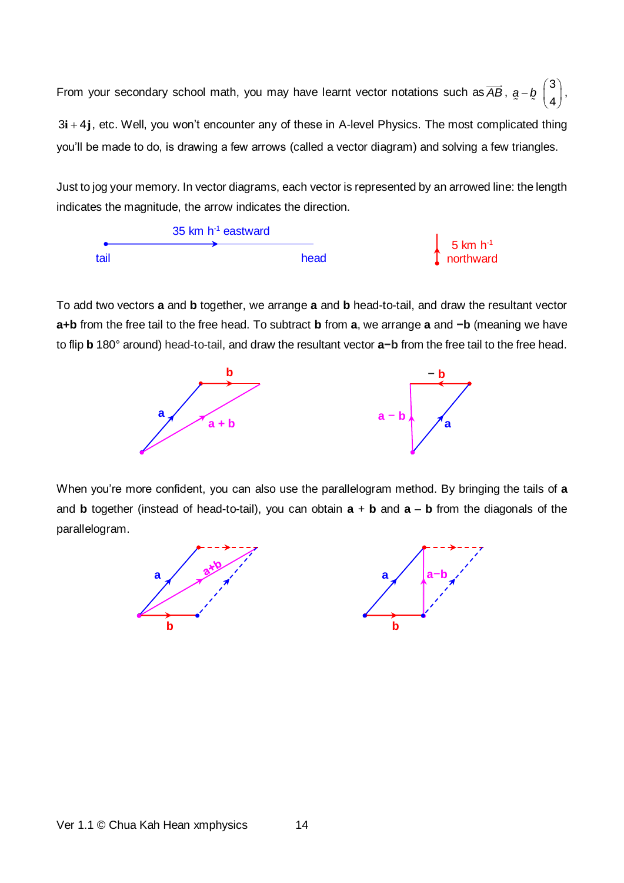From your secondary school math, you may have learnt vector notations such as $\overrightarrow{AB}$, $\underset{\sim}{a} - \underset{\sim}{b}$ $\begin{pmatrix} 3 \\ 4 \end{pmatrix}$, $3\mathbf{i} + 4\mathbf{j}$, etc. Well, you won't encounter any of these in A-level Physics. The most complicated thing you'll be made to do, is drawing a few arrows (called a vector diagram) and solving a few triangles.

Just to jog your memory. In vector diagrams, each vector is represented by an arrowed line: the length indicates the magnitude, the arrow indicates the direction.

35 km h$^{-1}$ eastward

tail head

5 km h$^{-1}$ northward

To add two vectors **a** and **b** together, we arrange **a** and **b** head-to-tail, and draw the resultant vector **a+b** from the free tail to the free head. To subtract **b** from **a**, we arrange **a** and **−b** (meaning we have to flip **b** 180° around) head-to-tail, and draw the resultant vector **a−b** from the free tail to the free head.

When you're more confident, you can also use the parallelogram method. By bringing the tails of **a** and **b** together (instead of head-to-tail), you can obtain **a** + **b** and **a** – **b** from the diagonals of the parallelogram.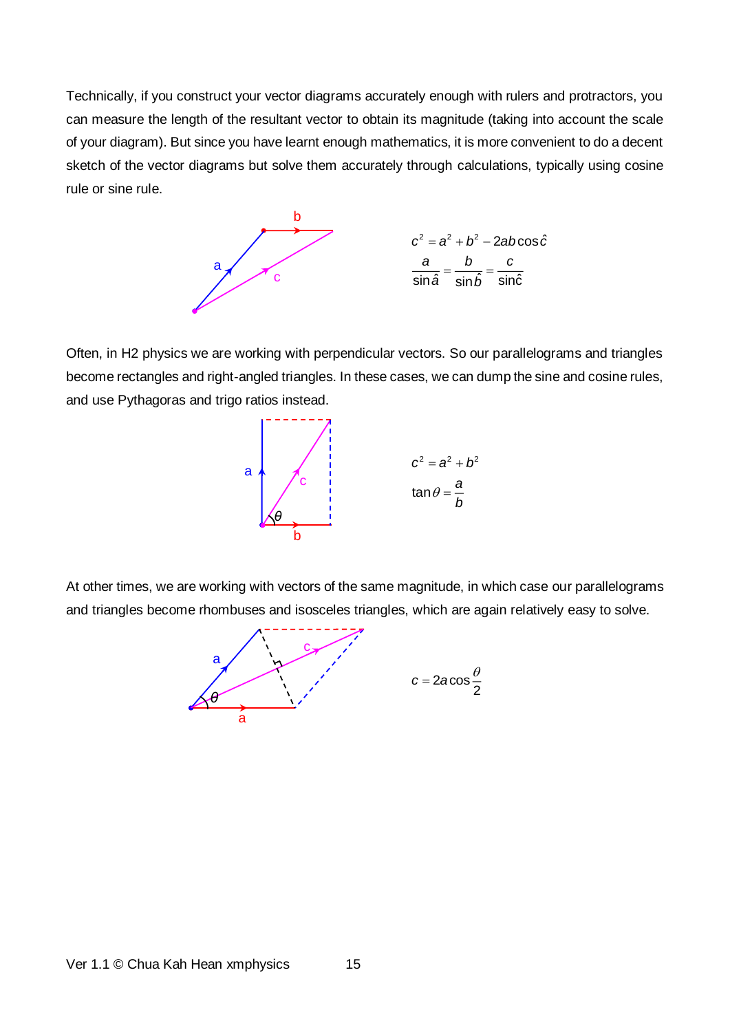Technically, if you construct your vector diagrams accurately enough with rulers and protractors, you can measure the length of the resultant vector to obtain its magnitude (taking into account the scale of your diagram). But since you have learnt enough mathematics, it is more convenient to do a decent sketch of the vector diagrams but solve them accurately through calculations, typically using cosine rule or sine rule.

$$c^2 = a^2 + b^2 - 2ab\cos\hat{c}$$

$$\frac{a}{\sin\hat{a}} = \frac{b}{\sin\hat{b}} = \frac{c}{\sin\hat{c}}$$

Often, in H2 physics we are working with perpendicular vectors. So our parallelograms and triangles become rectangles and right-angled triangles. In these cases, we can dump the sine and cosine rules, and use Pythagoras and trigo ratios instead.

$$c^2 = a^2 + b^2$$

$$\tan\theta = \frac{a}{b}$$

At other times, we are working with vectors of the same magnitude, in which case our parallelograms and triangles become rhombuses and isosceles triangles, which are again relatively easy to solve.

$$c = 2a\cos\frac{\theta}{2}$$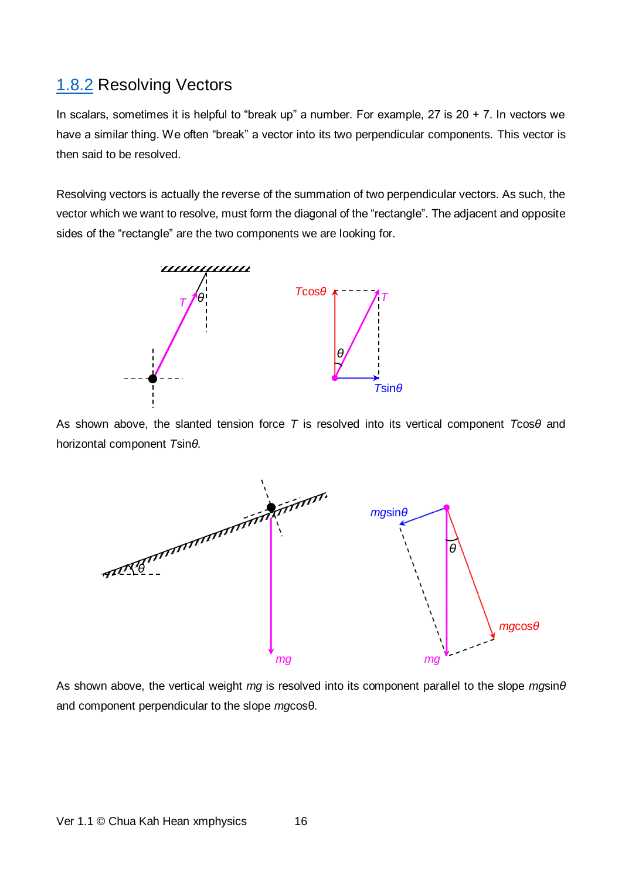## 1.8.2 Resolving Vectors

In scalars, sometimes it is helpful to "break up" a number. For example, 27 is 20 + 7. In vectors we have a similar thing. We often "break" a vector into its two perpendicular components. This vector is then said to be resolved.

Resolving vectors is actually the reverse of the summation of two perpendicular vectors. As such, the vector which we want to resolve, must form the diagonal of the "rectangle". The adjacent and opposite sides of the "rectangle" are the two components we are looking for.

$T$

$\theta$

$T\cos\theta$

$T$

$\theta$

$T\sin\theta$

As shown above, the slanted tension force $T$ is resolved into its vertical component $T\cos\theta$ and horizontal component $T\sin\theta$.

$\theta$

$mg$

$mg\sin\theta$

$\theta$

$mg\cos\theta$

$mg$

As shown above, the vertical weight $mg$ is resolved into its component parallel to the slope $mg\sin\theta$ and component perpendicular to the slope $mg\cos\theta$.